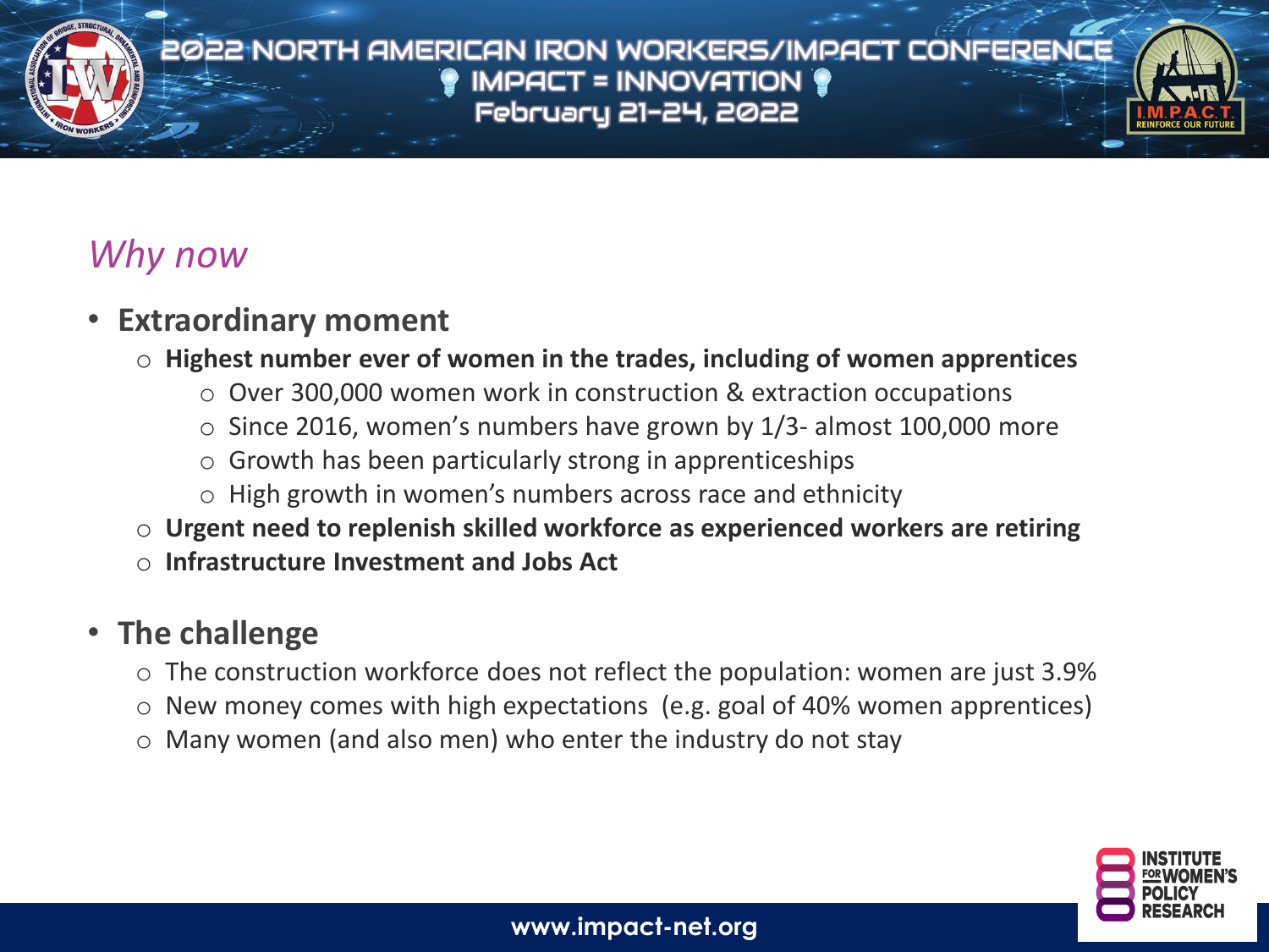## *Why now*

- **Extraordinary moment**
  - **Highest number ever of women in the trades, including of women apprentices**
    - Over 300,000 women work in construction & extraction occupations
    - Since 2016, women's numbers have grown by 1/3- almost 100,000 more
    - Growth has been particularly strong in apprenticeships
    - High growth in women's numbers across race and ethnicity
  - **Urgent need to replenish skilled workforce as experienced workers are retiring**
  - **Infrastructure Investment and Jobs Act**

- **The challenge**
  - The construction workforce does not reflect the population: women are just 3.9%
  - New money comes with high expectations (e.g. goal of 40% women apprentices)
  - Many women (and also men) who enter the industry do not stay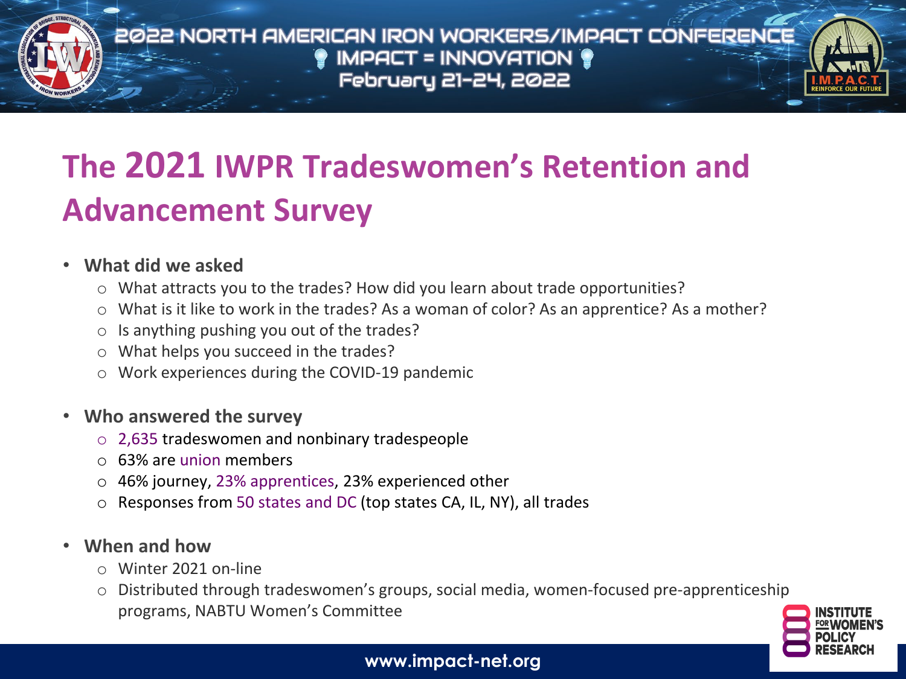# The 2021 IWPR Tradeswomen's Retention and Advancement Survey

- **What did we asked**
  - What attracts you to the trades? How did you learn about trade opportunities?
  - What is it like to work in the trades? As a woman of color? As an apprentice? As a mother?
  - Is anything pushing you out of the trades?
  - What helps you succeed in the trades?
  - Work experiences during the COVID-19 pandemic

- **Who answered the survey**
  - 2,635 tradeswomen and nonbinary tradespeople
  - 63% are union members
  - 46% journey, 23% apprentices, 23% experienced other
  - Responses from 50 states and DC (top states CA, IL, NY), all trades

- **When and how**
  - Winter 2021 on-line
  - Distributed through tradeswomen's groups, social media, women-focused pre-apprenticeship programs, NABTU Women's Committee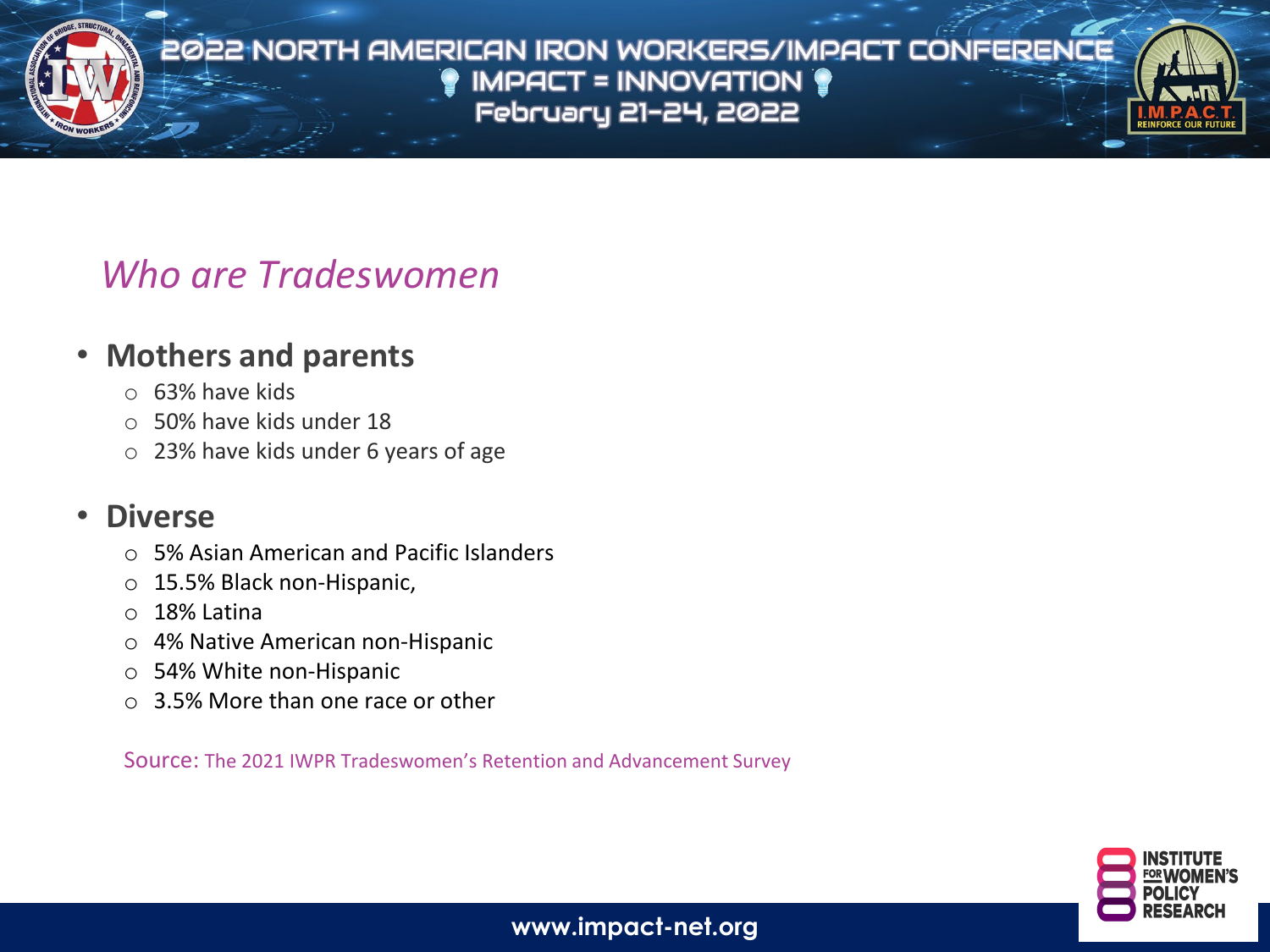## *Who are Tradeswomen*

- **Mothers and parents**
  - 63% have kids
  - 50% have kids under 18
  - 23% have kids under 6 years of age

- **Diverse**
  - 5% Asian American and Pacific Islanders
  - 15.5% Black non-Hispanic,
  - 18% Latina
  - 4% Native American non-Hispanic
  - 54% White non-Hispanic
  - 3.5% More than one race or other

Source: The 2021 IWPR Tradeswomen's Retention and Advancement Survey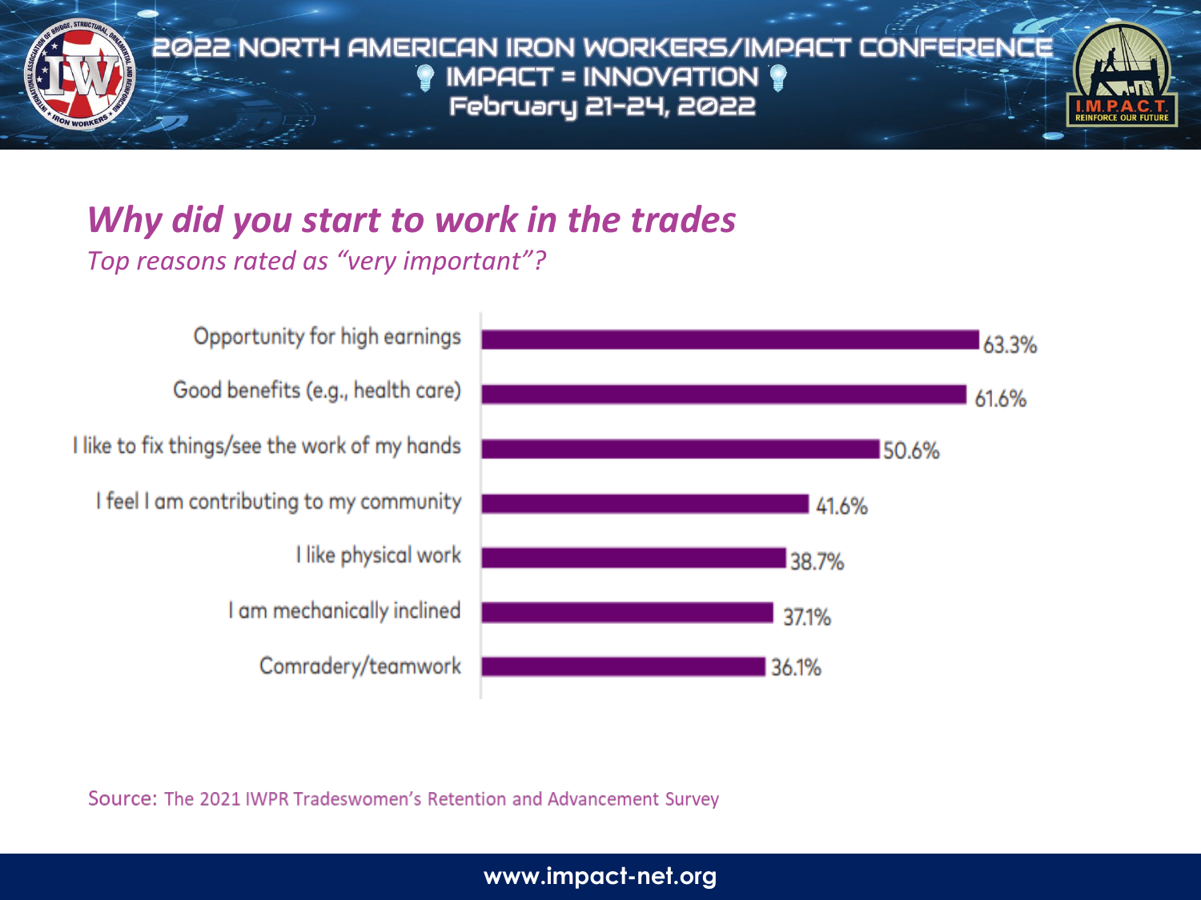## Why did you start to work in the trades

*Top reasons rated as "very important"?*

| Reason | Percentage |
| --- | --- |
| Opportunity for high earnings | 63.3% |
| Good benefits (e.g., health care) | 61.6% |
| I like to fix things/see the work of my hands | 50.6% |
| I feel I am contributing to my community | 41.6% |
| I like physical work | 38.7% |
| I am mechanically inclined | 37.1% |
| Comradery/teamwork | 36.1% |

Source: The 2021 IWPR Tradeswomen's Retention and Advancement Survey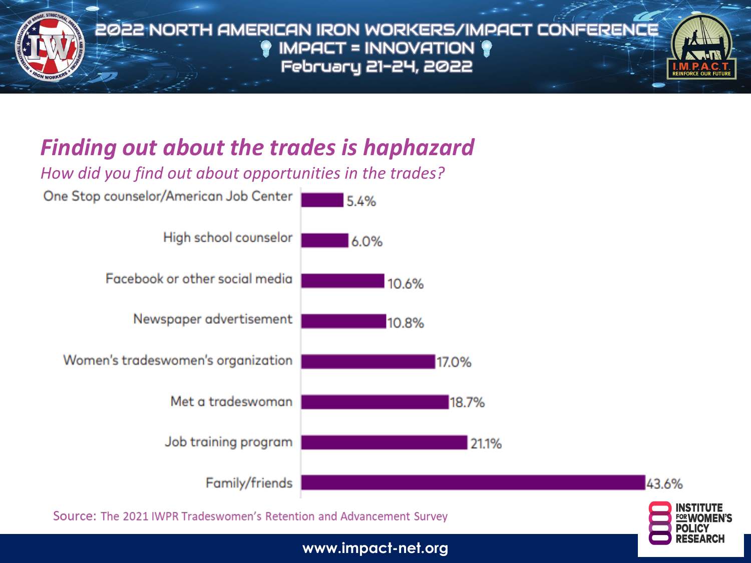## *Finding out about the trades is haphazard*

*How did you find out about opportunities in the trades?*

| Source | Percentage |
|---|---|
| One Stop counselor/American Job Center | 5.4% |
| High school counselor | 6.0% |
| Facebook or other social media | 10.6% |
| Newspaper advertisement | 10.8% |
| Women's tradeswomen's organization | 17.0% |
| Met a tradeswoman | 18.7% |
| Job training program | 21.1% |
| Family/friends | 43.6% |

Source: The 2021 IWPR Tradeswomen's Retention and Advancement Survey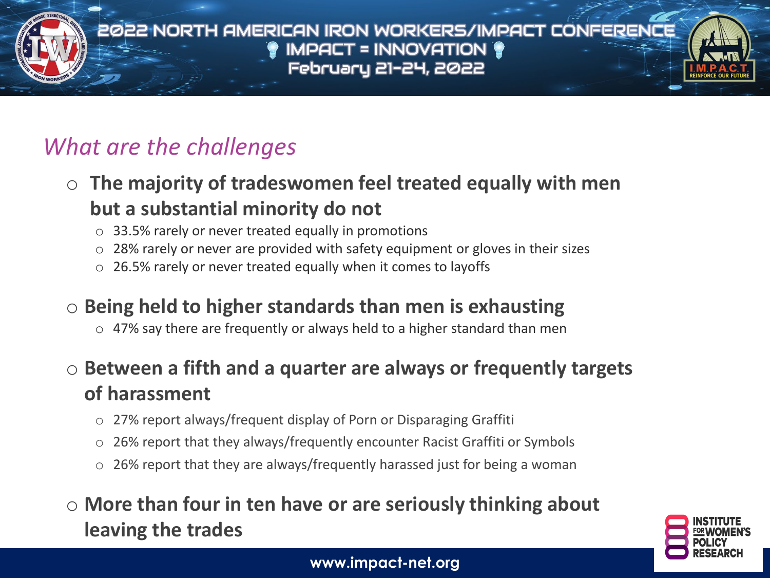## *What are the challenges*

- **The majority of tradeswomen feel treated equally with men but a substantial minority do not**
  - 33.5% rarely or never treated equally in promotions
  - 28% rarely or never are provided with safety equipment or gloves in their sizes
  - 26.5% rarely or never treated equally when it comes to layoffs
- **Being held to higher standards than men is exhausting**
  - 47% say there are frequently or always held to a higher standard than men
- **Between a fifth and a quarter are always or frequently targets of harassment**
  - 27% report always/frequent display of Porn or Disparaging Graffiti
  - 26% report that they always/frequently encounter Racist Graffiti or Symbols
  - 26% report that they are always/frequently harassed just for being a woman
- **More than four in ten have or are seriously thinking about leaving the trades**